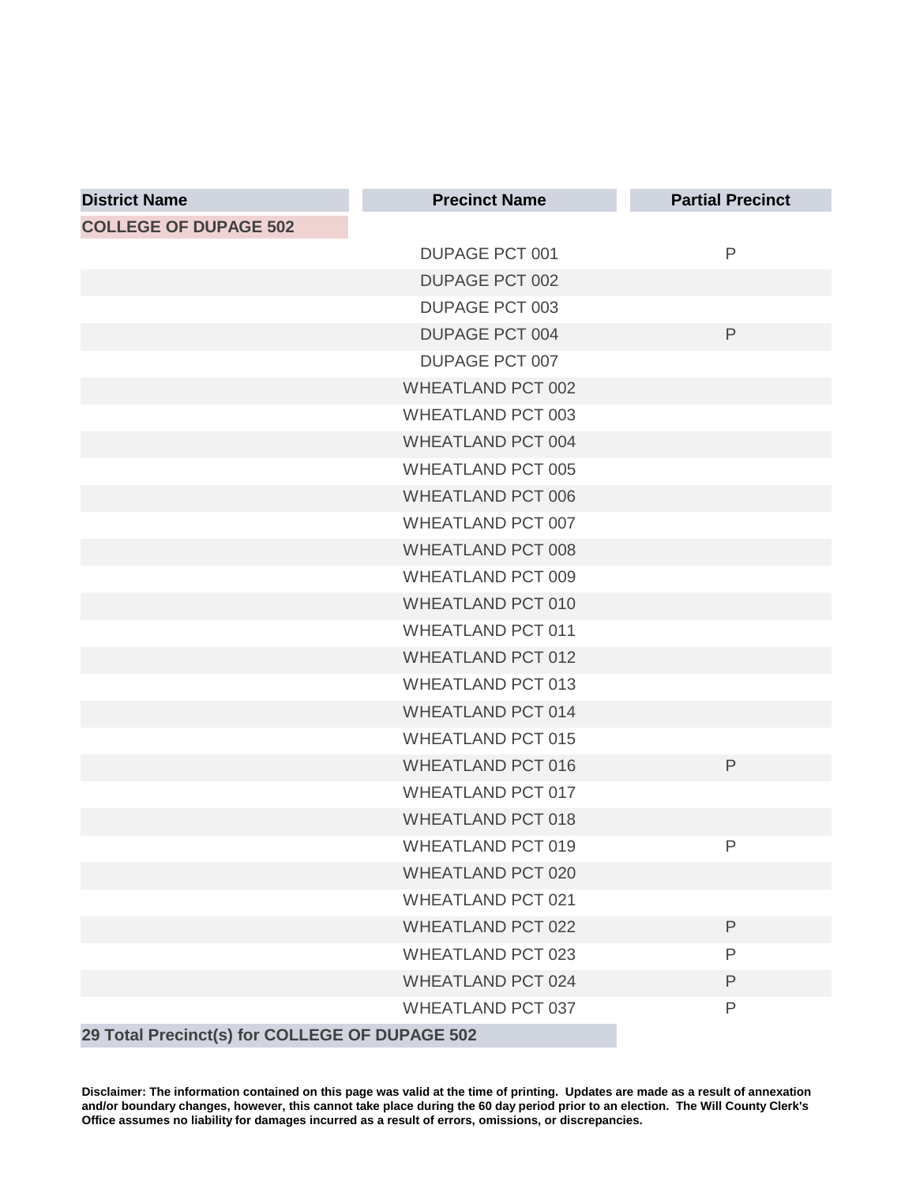| District Name | Precinct Name | Partial Precinct |
|---|---|---|
| **COLLEGE OF DUPAGE 502** | | |
| | DUPAGE PCT 001 | P |
| | DUPAGE PCT 002 | |
| | DUPAGE PCT 003 | |
| | DUPAGE PCT 004 | P |
| | DUPAGE PCT 007 | |
| | WHEATLAND PCT 002 | |
| | WHEATLAND PCT 003 | |
| | WHEATLAND PCT 004 | |
| | WHEATLAND PCT 005 | |
| | WHEATLAND PCT 006 | |
| | WHEATLAND PCT 007 | |
| | WHEATLAND PCT 008 | |
| | WHEATLAND PCT 009 | |
| | WHEATLAND PCT 010 | |
| | WHEATLAND PCT 011 | |
| | WHEATLAND PCT 012 | |
| | WHEATLAND PCT 013 | |
| | WHEATLAND PCT 014 | |
| | WHEATLAND PCT 015 | |
| | WHEATLAND PCT 016 | P |
| | WHEATLAND PCT 017 | |
| | WHEATLAND PCT 018 | |
| | WHEATLAND PCT 019 | P |
| | WHEATLAND PCT 020 | |
| | WHEATLAND PCT 021 | |
| | WHEATLAND PCT 022 | P |
| | WHEATLAND PCT 023 | P |
| | WHEATLAND PCT 024 | P |
| | WHEATLAND PCT 037 | P |
| **29 Total Precinct(s) for COLLEGE OF DUPAGE 502** | | |

**Disclaimer: The information contained on this page was valid at the time of printing. Updates are made as a result of annexation and/or boundary changes, however, this cannot take place during the 60 day period prior to an election. The Will County Clerk's Office assumes no liability for damages incurred as a result of errors, omissions, or discrepancies.**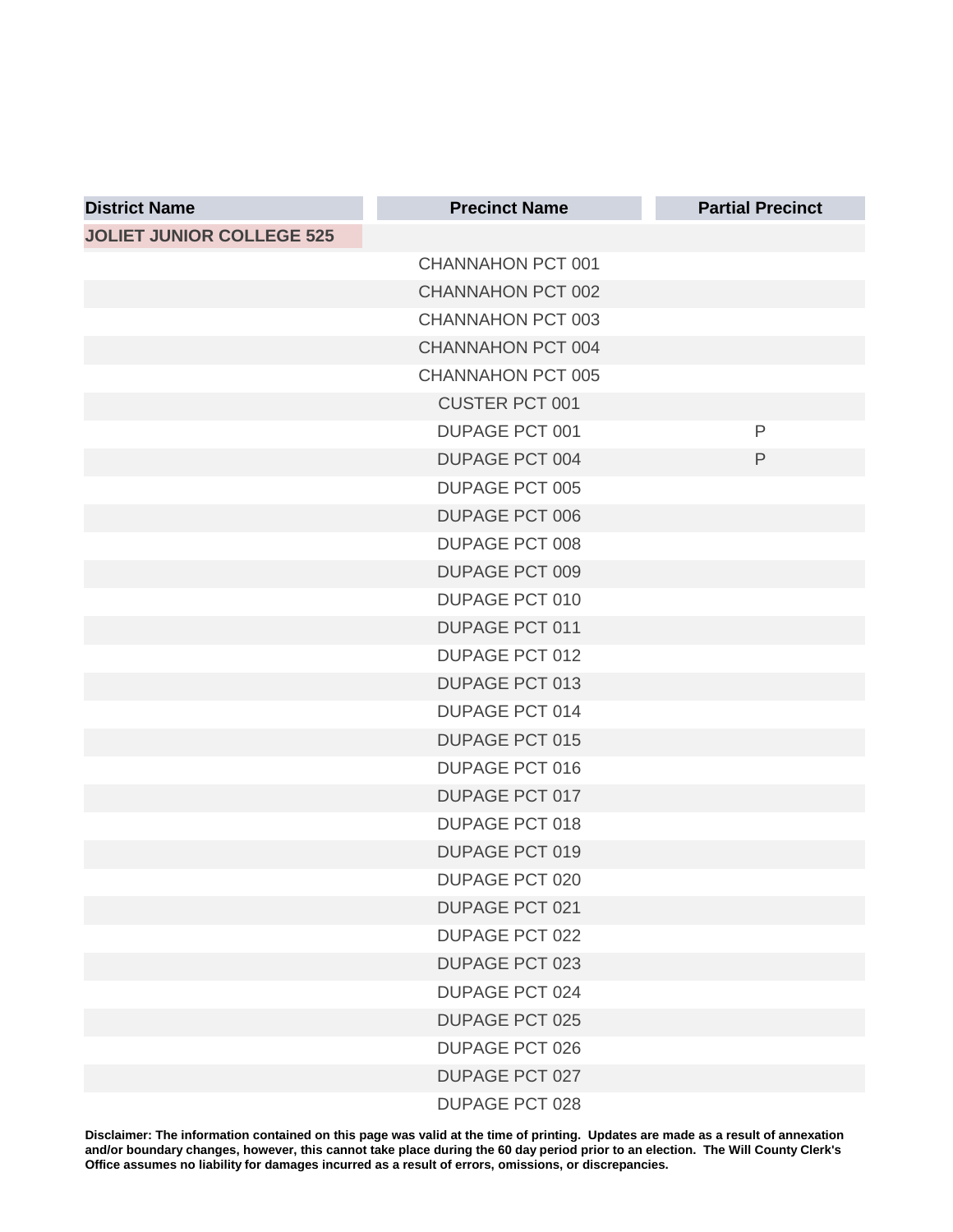| District Name | Precinct Name | Partial Precinct |
| --- | --- | --- |
| JOLIET JUNIOR COLLEGE 525 | | |
| | CHANNAHON PCT 001 | |
| | CHANNAHON PCT 002 | |
| | CHANNAHON PCT 003 | |
| | CHANNAHON PCT 004 | |
| | CHANNAHON PCT 005 | |
| | CUSTER PCT 001 | |
| | DUPAGE PCT 001 | P |
| | DUPAGE PCT 004 | P |
| | DUPAGE PCT 005 | |
| | DUPAGE PCT 006 | |
| | DUPAGE PCT 008 | |
| | DUPAGE PCT 009 | |
| | DUPAGE PCT 010 | |
| | DUPAGE PCT 011 | |
| | DUPAGE PCT 012 | |
| | DUPAGE PCT 013 | |
| | DUPAGE PCT 014 | |
| | DUPAGE PCT 015 | |
| | DUPAGE PCT 016 | |
| | DUPAGE PCT 017 | |
| | DUPAGE PCT 018 | |
| | DUPAGE PCT 019 | |
| | DUPAGE PCT 020 | |
| | DUPAGE PCT 021 | |
| | DUPAGE PCT 022 | |
| | DUPAGE PCT 023 | |
| | DUPAGE PCT 024 | |
| | DUPAGE PCT 025 | |
| | DUPAGE PCT 026 | |
| | DUPAGE PCT 027 | |
| | DUPAGE PCT 028 | |

**Disclaimer: The information contained on this page was valid at the time of printing. Updates are made as a result of annexation and/or boundary changes, however, this cannot take place during the 60 day period prior to an election. The Will County Clerk's Office assumes no liability for damages incurred as a result of errors, omissions, or discrepancies.**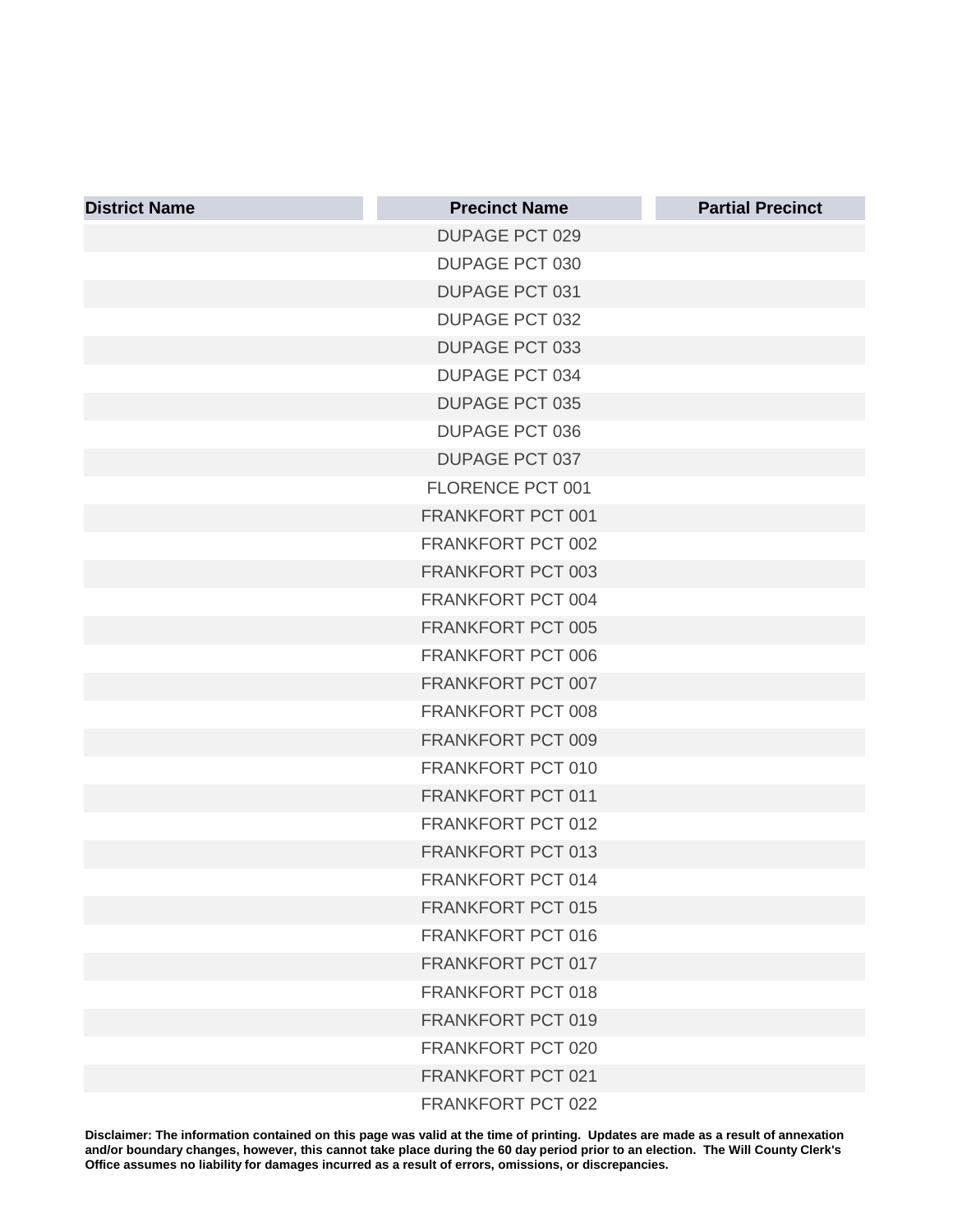| District Name | Precinct Name | Partial Precinct |
| --- | --- | --- |
| | DUPAGE PCT 029 | |
| | DUPAGE PCT 030 | |
| | DUPAGE PCT 031 | |
| | DUPAGE PCT 032 | |
| | DUPAGE PCT 033 | |
| | DUPAGE PCT 034 | |
| | DUPAGE PCT 035 | |
| | DUPAGE PCT 036 | |
| | DUPAGE PCT 037 | |
| | FLORENCE PCT 001 | |
| | FRANKFORT PCT 001 | |
| | FRANKFORT PCT 002 | |
| | FRANKFORT PCT 003 | |
| | FRANKFORT PCT 004 | |
| | FRANKFORT PCT 005 | |
| | FRANKFORT PCT 006 | |
| | FRANKFORT PCT 007 | |
| | FRANKFORT PCT 008 | |
| | FRANKFORT PCT 009 | |
| | FRANKFORT PCT 010 | |
| | FRANKFORT PCT 011 | |
| | FRANKFORT PCT 012 | |
| | FRANKFORT PCT 013 | |
| | FRANKFORT PCT 014 | |
| | FRANKFORT PCT 015 | |
| | FRANKFORT PCT 016 | |
| | FRANKFORT PCT 017 | |
| | FRANKFORT PCT 018 | |
| | FRANKFORT PCT 019 | |
| | FRANKFORT PCT 020 | |
| | FRANKFORT PCT 021 | |
| | FRANKFORT PCT 022 | |

**Disclaimer: The information contained on this page was valid at the time of printing. Updates are made as a result of annexation and/or boundary changes, however, this cannot take place during the 60 day period prior to an election. The Will County Clerk's Office assumes no liability for damages incurred as a result of errors, omissions, or discrepancies.**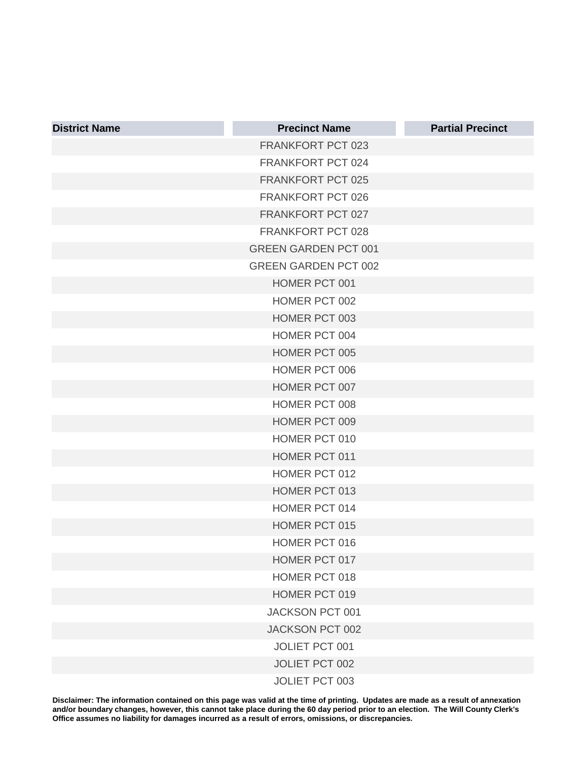| District Name | Precinct Name | Partial Precinct |
| --- | --- | --- |
| | FRANKFORT PCT 023 | |
| | FRANKFORT PCT 024 | |
| | FRANKFORT PCT 025 | |
| | FRANKFORT PCT 026 | |
| | FRANKFORT PCT 027 | |
| | FRANKFORT PCT 028 | |
| | GREEN GARDEN PCT 001 | |
| | GREEN GARDEN PCT 002 | |
| | HOMER PCT 001 | |
| | HOMER PCT 002 | |
| | HOMER PCT 003 | |
| | HOMER PCT 004 | |
| | HOMER PCT 005 | |
| | HOMER PCT 006 | |
| | HOMER PCT 007 | |
| | HOMER PCT 008 | |
| | HOMER PCT 009 | |
| | HOMER PCT 010 | |
| | HOMER PCT 011 | |
| | HOMER PCT 012 | |
| | HOMER PCT 013 | |
| | HOMER PCT 014 | |
| | HOMER PCT 015 | |
| | HOMER PCT 016 | |
| | HOMER PCT 017 | |
| | HOMER PCT 018 | |
| | HOMER PCT 019 | |
| | JACKSON PCT 001 | |
| | JACKSON PCT 002 | |
| | JOLIET PCT 001 | |
| | JOLIET PCT 002 | |
| | JOLIET PCT 003 | |

**Disclaimer: The information contained on this page was valid at the time of printing. Updates are made as a result of annexation and/or boundary changes, however, this cannot take place during the 60 day period prior to an election. The Will County Clerk's Office assumes no liability for damages incurred as a result of errors, omissions, or discrepancies.**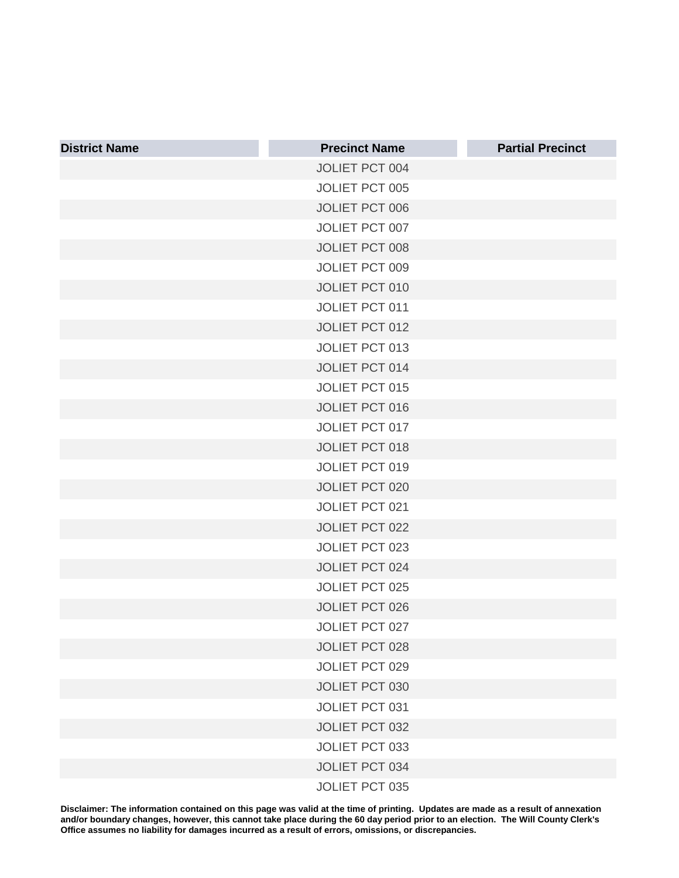| District Name | Precinct Name | Partial Precinct |
| --- | --- | --- |
| | JOLIET PCT 004 | |
| | JOLIET PCT 005 | |
| | JOLIET PCT 006 | |
| | JOLIET PCT 007 | |
| | JOLIET PCT 008 | |
| | JOLIET PCT 009 | |
| | JOLIET PCT 010 | |
| | JOLIET PCT 011 | |
| | JOLIET PCT 012 | |
| | JOLIET PCT 013 | |
| | JOLIET PCT 014 | |
| | JOLIET PCT 015 | |
| | JOLIET PCT 016 | |
| | JOLIET PCT 017 | |
| | JOLIET PCT 018 | |
| | JOLIET PCT 019 | |
| | JOLIET PCT 020 | |
| | JOLIET PCT 021 | |
| | JOLIET PCT 022 | |
| | JOLIET PCT 023 | |
| | JOLIET PCT 024 | |
| | JOLIET PCT 025 | |
| | JOLIET PCT 026 | |
| | JOLIET PCT 027 | |
| | JOLIET PCT 028 | |
| | JOLIET PCT 029 | |
| | JOLIET PCT 030 | |
| | JOLIET PCT 031 | |
| | JOLIET PCT 032 | |
| | JOLIET PCT 033 | |
| | JOLIET PCT 034 | |
| | JOLIET PCT 035 | |

**Disclaimer: The information contained on this page was valid at the time of printing. Updates are made as a result of annexation and/or boundary changes, however, this cannot take place during the 60 day period prior to an election. The Will County Clerk's Office assumes no liability for damages incurred as a result of errors, omissions, or discrepancies.**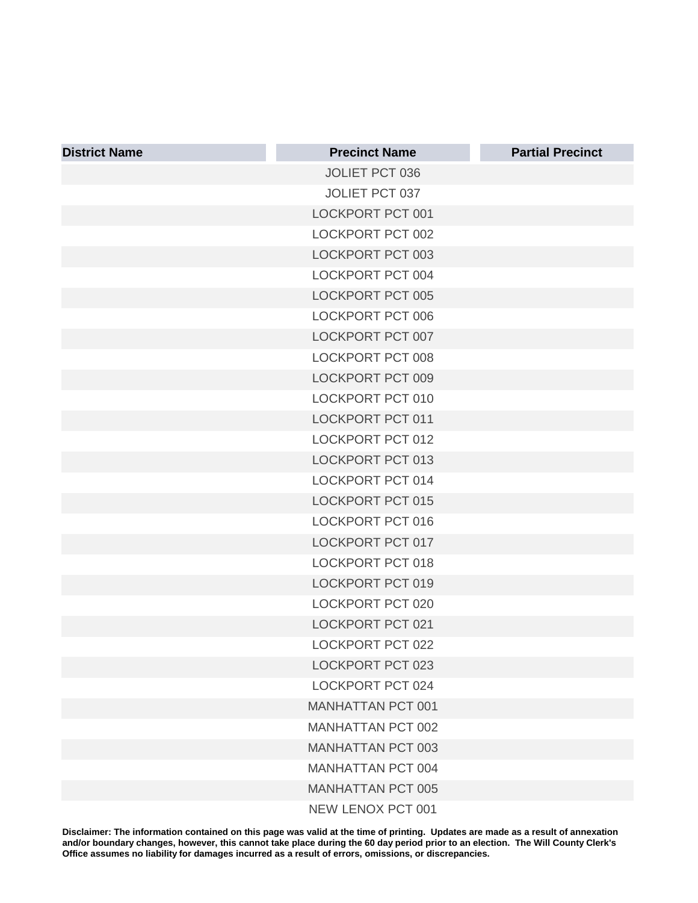| District Name | Precinct Name | Partial Precinct |
| --- | --- | --- |
| | JOLIET PCT 036 | |
| | JOLIET PCT 037 | |
| | LOCKPORT PCT 001 | |
| | LOCKPORT PCT 002 | |
| | LOCKPORT PCT 003 | |
| | LOCKPORT PCT 004 | |
| | LOCKPORT PCT 005 | |
| | LOCKPORT PCT 006 | |
| | LOCKPORT PCT 007 | |
| | LOCKPORT PCT 008 | |
| | LOCKPORT PCT 009 | |
| | LOCKPORT PCT 010 | |
| | LOCKPORT PCT 011 | |
| | LOCKPORT PCT 012 | |
| | LOCKPORT PCT 013 | |
| | LOCKPORT PCT 014 | |
| | LOCKPORT PCT 015 | |
| | LOCKPORT PCT 016 | |
| | LOCKPORT PCT 017 | |
| | LOCKPORT PCT 018 | |
| | LOCKPORT PCT 019 | |
| | LOCKPORT PCT 020 | |
| | LOCKPORT PCT 021 | |
| | LOCKPORT PCT 022 | |
| | LOCKPORT PCT 023 | |
| | LOCKPORT PCT 024 | |
| | MANHATTAN PCT 001 | |
| | MANHATTAN PCT 002 | |
| | MANHATTAN PCT 003 | |
| | MANHATTAN PCT 004 | |
| | MANHATTAN PCT 005 | |
| | NEW LENOX PCT 001 | |

**Disclaimer: The information contained on this page was valid at the time of printing. Updates are made as a result of annexation and/or boundary changes, however, this cannot take place during the 60 day period prior to an election. The Will County Clerk's Office assumes no liability for damages incurred as a result of errors, omissions, or discrepancies.**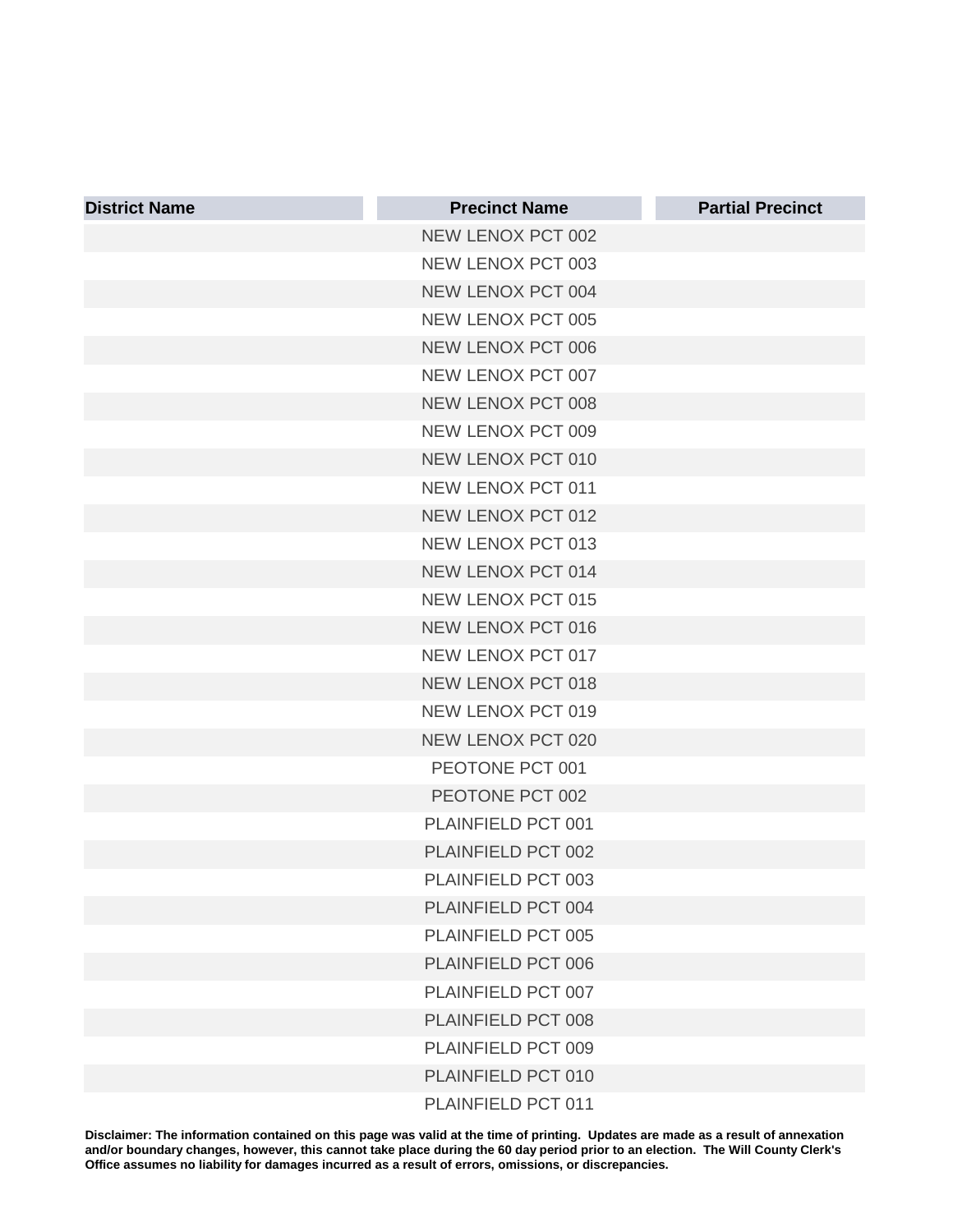| District Name | Precinct Name | Partial Precinct |
|---|---|---|
| | NEW LENOX PCT 002 | |
| | NEW LENOX PCT 003 | |
| | NEW LENOX PCT 004 | |
| | NEW LENOX PCT 005 | |
| | NEW LENOX PCT 006 | |
| | NEW LENOX PCT 007 | |
| | NEW LENOX PCT 008 | |
| | NEW LENOX PCT 009 | |
| | NEW LENOX PCT 010 | |
| | NEW LENOX PCT 011 | |
| | NEW LENOX PCT 012 | |
| | NEW LENOX PCT 013 | |
| | NEW LENOX PCT 014 | |
| | NEW LENOX PCT 015 | |
| | NEW LENOX PCT 016 | |
| | NEW LENOX PCT 017 | |
| | NEW LENOX PCT 018 | |
| | NEW LENOX PCT 019 | |
| | NEW LENOX PCT 020 | |
| | PEOTONE PCT 001 | |
| | PEOTONE PCT 002 | |
| | PLAINFIELD PCT 001 | |
| | PLAINFIELD PCT 002 | |
| | PLAINFIELD PCT 003 | |
| | PLAINFIELD PCT 004 | |
| | PLAINFIELD PCT 005 | |
| | PLAINFIELD PCT 006 | |
| | PLAINFIELD PCT 007 | |
| | PLAINFIELD PCT 008 | |
| | PLAINFIELD PCT 009 | |
| | PLAINFIELD PCT 010 | |
| | PLAINFIELD PCT 011 | |

**Disclaimer: The information contained on this page was valid at the time of printing. Updates are made as a result of annexation and/or boundary changes, however, this cannot take place during the 60 day period prior to an election. The Will County Clerk's Office assumes no liability for damages incurred as a result of errors, omissions, or discrepancies.**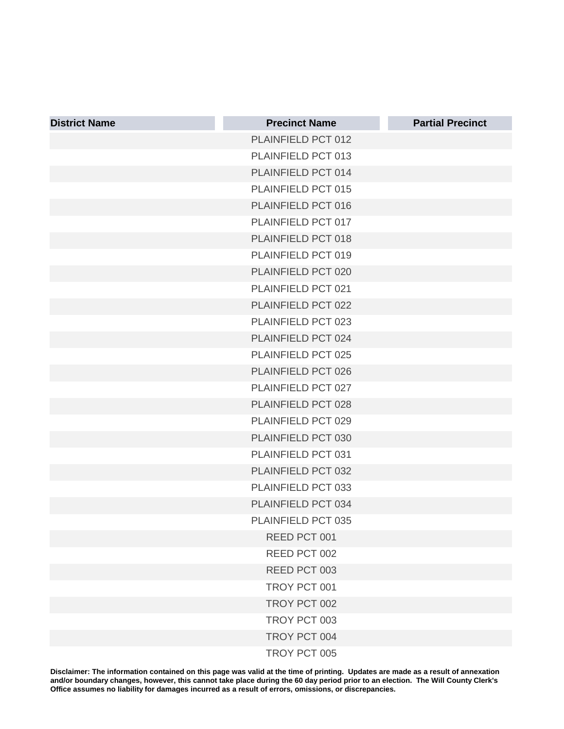| District Name | Precinct Name | Partial Precinct |
|---|---|---|
| | PLAINFIELD PCT 012 | |
| | PLAINFIELD PCT 013 | |
| | PLAINFIELD PCT 014 | |
| | PLAINFIELD PCT 015 | |
| | PLAINFIELD PCT 016 | |
| | PLAINFIELD PCT 017 | |
| | PLAINFIELD PCT 018 | |
| | PLAINFIELD PCT 019 | |
| | PLAINFIELD PCT 020 | |
| | PLAINFIELD PCT 021 | |
| | PLAINFIELD PCT 022 | |
| | PLAINFIELD PCT 023 | |
| | PLAINFIELD PCT 024 | |
| | PLAINFIELD PCT 025 | |
| | PLAINFIELD PCT 026 | |
| | PLAINFIELD PCT 027 | |
| | PLAINFIELD PCT 028 | |
| | PLAINFIELD PCT 029 | |
| | PLAINFIELD PCT 030 | |
| | PLAINFIELD PCT 031 | |
| | PLAINFIELD PCT 032 | |
| | PLAINFIELD PCT 033 | |
| | PLAINFIELD PCT 034 | |
| | PLAINFIELD PCT 035 | |
| | REED PCT 001 | |
| | REED PCT 002 | |
| | REED PCT 003 | |
| | TROY PCT 001 | |
| | TROY PCT 002 | |
| | TROY PCT 003 | |
| | TROY PCT 004 | |
| | TROY PCT 005 | |

**Disclaimer: The information contained on this page was valid at the time of printing. Updates are made as a result of annexation and/or boundary changes, however, this cannot take place during the 60 day period prior to an election. The Will County Clerk's Office assumes no liability for damages incurred as a result of errors, omissions, or discrepancies.**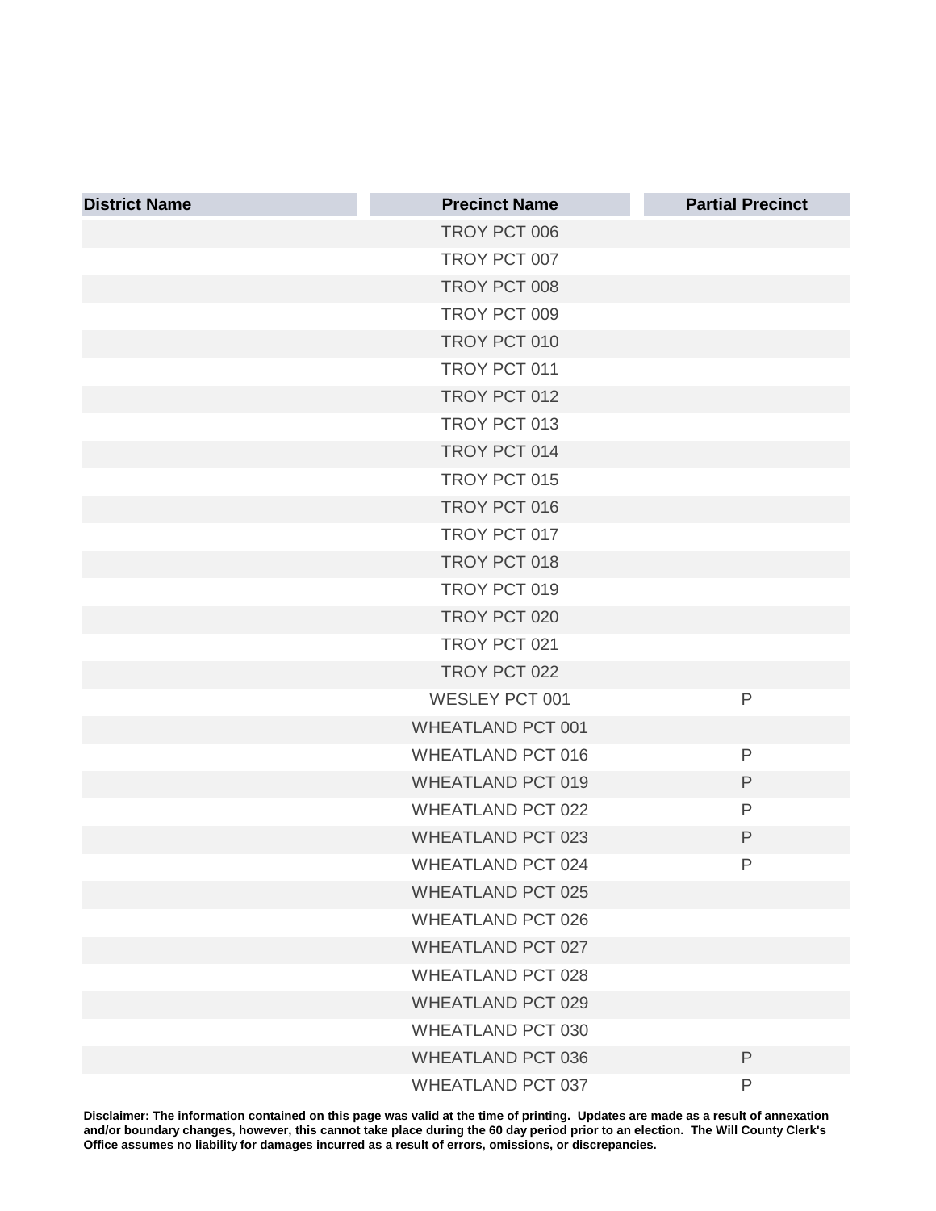| District Name | Precinct Name | Partial Precinct |
|---|---|---|
| | TROY PCT 006 | |
| | TROY PCT 007 | |
| | TROY PCT 008 | |
| | TROY PCT 009 | |
| | TROY PCT 010 | |
| | TROY PCT 011 | |
| | TROY PCT 012 | |
| | TROY PCT 013 | |
| | TROY PCT 014 | |
| | TROY PCT 015 | |
| | TROY PCT 016 | |
| | TROY PCT 017 | |
| | TROY PCT 018 | |
| | TROY PCT 019 | |
| | TROY PCT 020 | |
| | TROY PCT 021 | |
| | TROY PCT 022 | |
| | WESLEY PCT 001 | P |
| | WHEATLAND PCT 001 | |
| | WHEATLAND PCT 016 | P |
| | WHEATLAND PCT 019 | P |
| | WHEATLAND PCT 022 | P |
| | WHEATLAND PCT 023 | P |
| | WHEATLAND PCT 024 | P |
| | WHEATLAND PCT 025 | |
| | WHEATLAND PCT 026 | |
| | WHEATLAND PCT 027 | |
| | WHEATLAND PCT 028 | |
| | WHEATLAND PCT 029 | |
| | WHEATLAND PCT 030 | |
| | WHEATLAND PCT 036 | P |
| | WHEATLAND PCT 037 | P |

**Disclaimer: The information contained on this page was valid at the time of printing. Updates are made as a result of annexation and/or boundary changes, however, this cannot take place during the 60 day period prior to an election. The Will County Clerk's Office assumes no liability for damages incurred as a result of errors, omissions, or discrepancies.**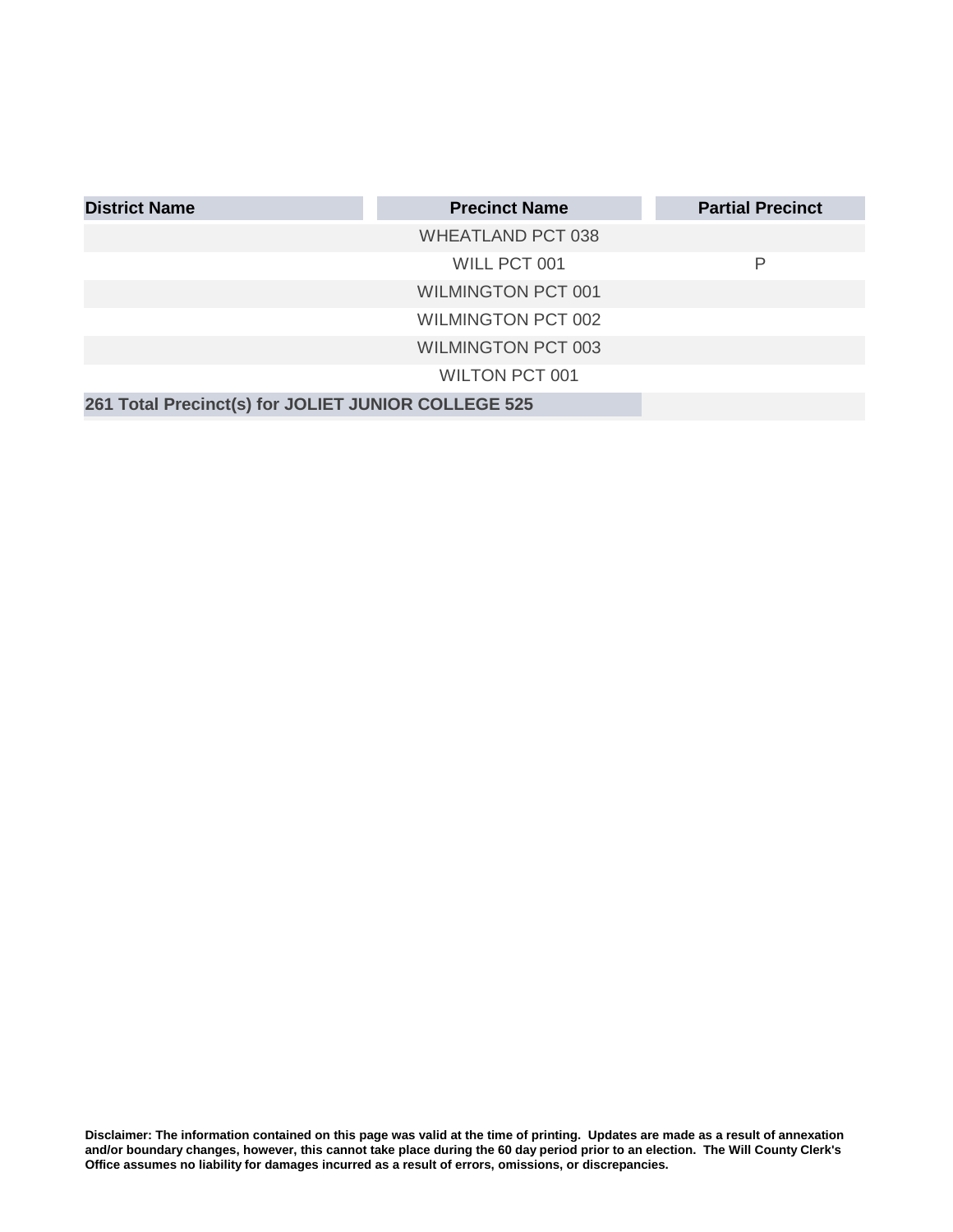| District Name | Precinct Name | Partial Precinct |
|---|---|---|
| | WHEATLAND PCT 038 | |
| | WILL PCT 001 | P |
| | WILMINGTON PCT 001 | |
| | WILMINGTON PCT 002 | |
| | WILMINGTON PCT 003 | |
| | WILTON PCT 001 | |
| **261 Total Precinct(s) for JOLIET JUNIOR COLLEGE 525** | | |

**Disclaimer: The information contained on this page was valid at the time of printing. Updates are made as a result of annexation and/or boundary changes, however, this cannot take place during the 60 day period prior to an election. The Will County Clerk's Office assumes no liability for damages incurred as a result of errors, omissions, or discrepancies.**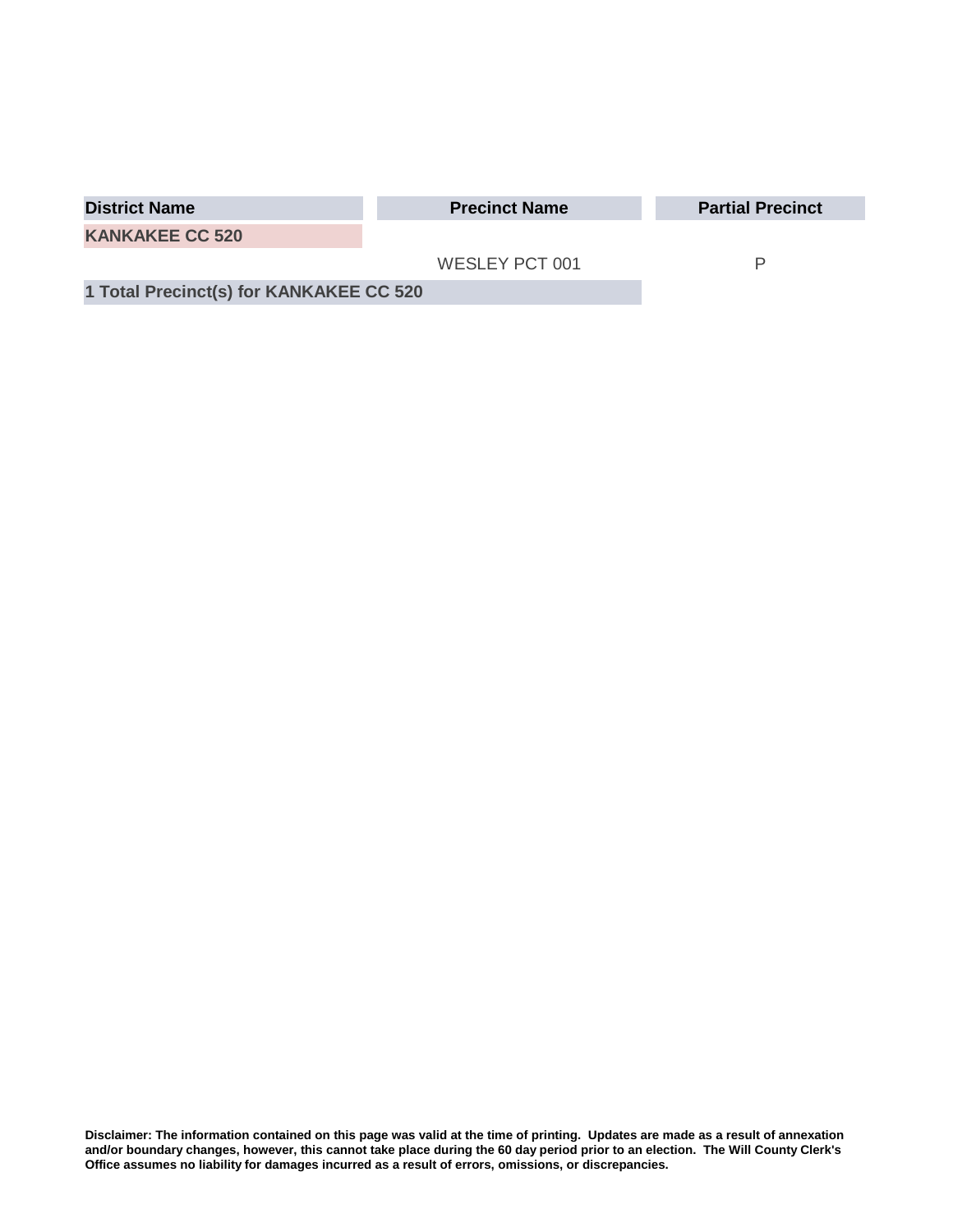| District Name | Precinct Name | Partial Precinct |
|---|---|---|
| **KANKAKEE CC 520** | | |
| | WESLEY PCT 001 | P |
| **1 Total Precinct(s) for KANKAKEE CC 520** | | |

**Disclaimer: The information contained on this page was valid at the time of printing. Updates are made as a result of annexation and/or boundary changes, however, this cannot take place during the 60 day period prior to an election. The Will County Clerk's Office assumes no liability for damages incurred as a result of errors, omissions, or discrepancies.**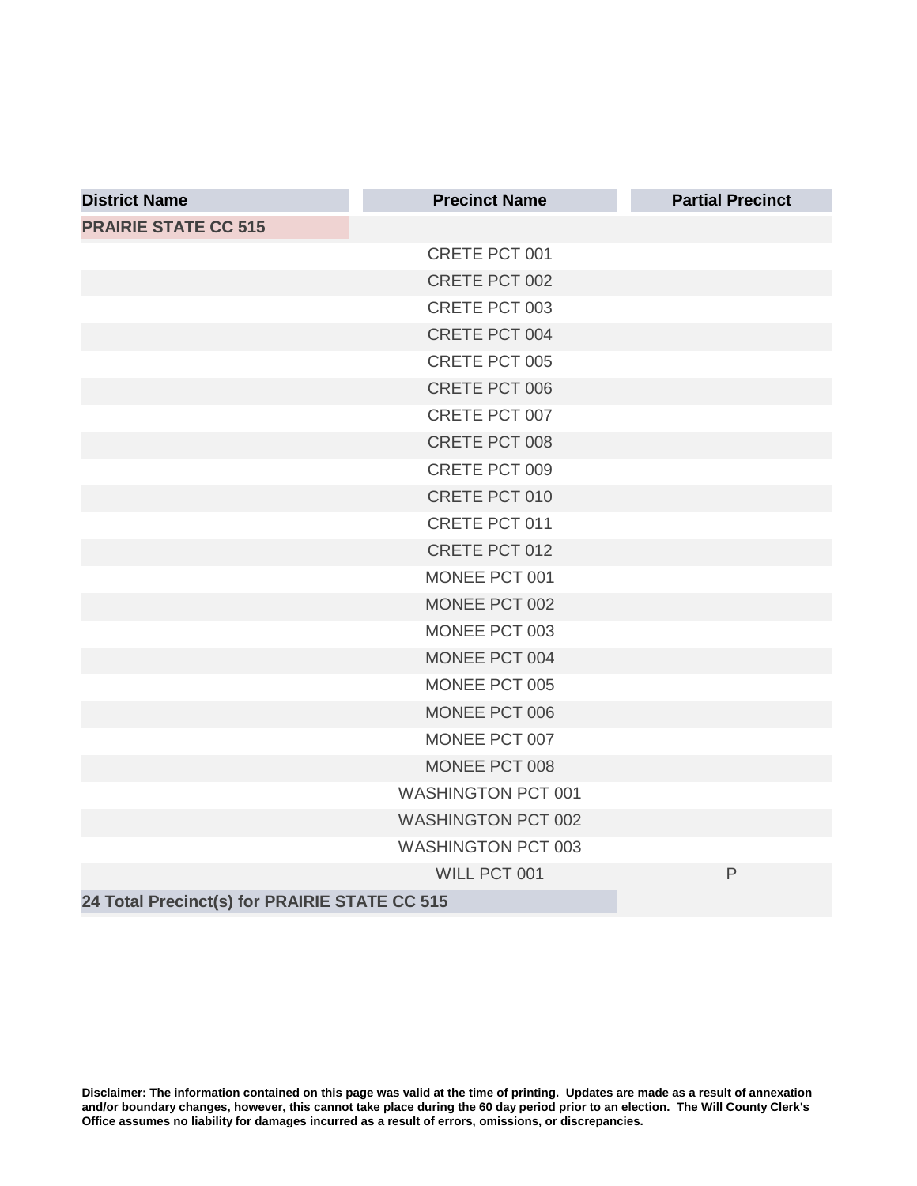| District Name | Precinct Name | Partial Precinct |
| --- | --- | --- |
| **PRAIRIE STATE CC 515** | | |
| | CRETE PCT 001 | |
| | CRETE PCT 002 | |
| | CRETE PCT 003 | |
| | CRETE PCT 004 | |
| | CRETE PCT 005 | |
| | CRETE PCT 006 | |
| | CRETE PCT 007 | |
| | CRETE PCT 008 | |
| | CRETE PCT 009 | |
| | CRETE PCT 010 | |
| | CRETE PCT 011 | |
| | CRETE PCT 012 | |
| | MONEE PCT 001 | |
| | MONEE PCT 002 | |
| | MONEE PCT 003 | |
| | MONEE PCT 004 | |
| | MONEE PCT 005 | |
| | MONEE PCT 006 | |
| | MONEE PCT 007 | |
| | MONEE PCT 008 | |
| | WASHINGTON PCT 001 | |
| | WASHINGTON PCT 002 | |
| | WASHINGTON PCT 003 | |
| | WILL PCT 001 | P |
| **24 Total Precinct(s) for PRAIRIE STATE CC 515** | | |

**Disclaimer: The information contained on this page was valid at the time of printing. Updates are made as a result of annexation and/or boundary changes, however, this cannot take place during the 60 day period prior to an election. The Will County Clerk's Office assumes no liability for damages incurred as a result of errors, omissions, or discrepancies.**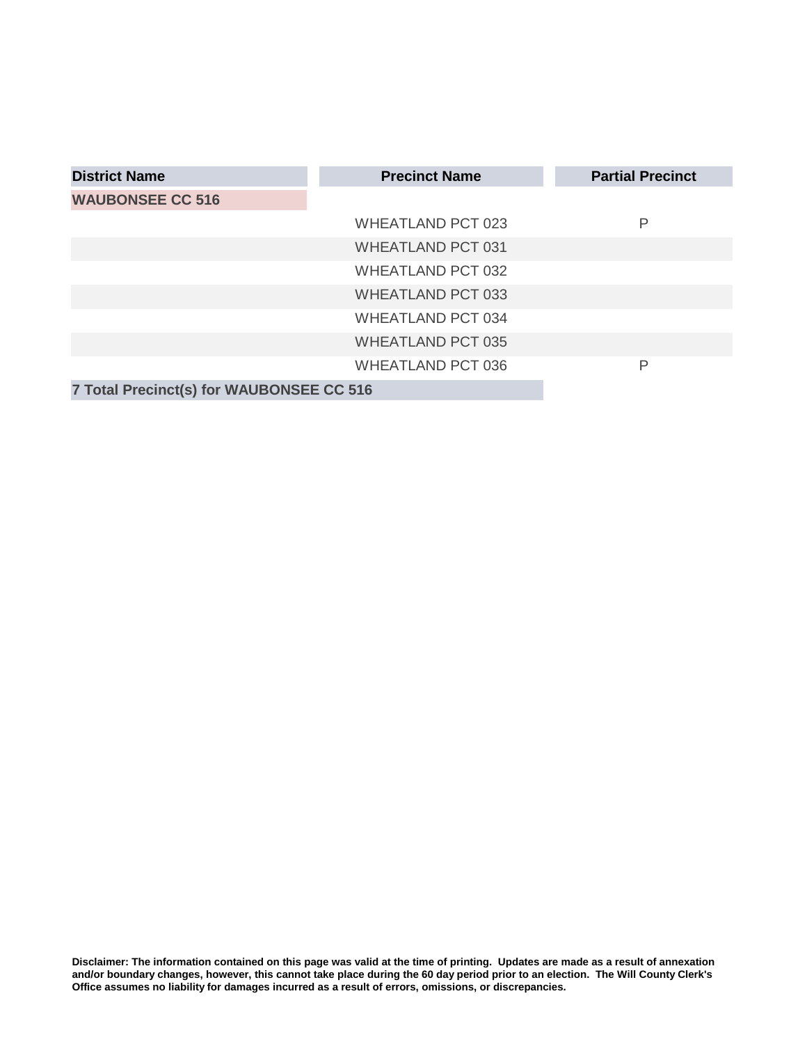| District Name | Precinct Name | Partial Precinct |
|---|---|---|
| **WAUBONSEE CC 516** | | |
| | WHEATLAND PCT 023 | P |
| | WHEATLAND PCT 031 | |
| | WHEATLAND PCT 032 | |
| | WHEATLAND PCT 033 | |
| | WHEATLAND PCT 034 | |
| | WHEATLAND PCT 035 | |
| | WHEATLAND PCT 036 | P |
| **7 Total Precinct(s) for WAUBONSEE CC 516** | | |

**Disclaimer: The information contained on this page was valid at the time of printing. Updates are made as a result of annexation and/or boundary changes, however, this cannot take place during the 60 day period prior to an election. The Will County Clerk's Office assumes no liability for damages incurred as a result of errors, omissions, or discrepancies.**